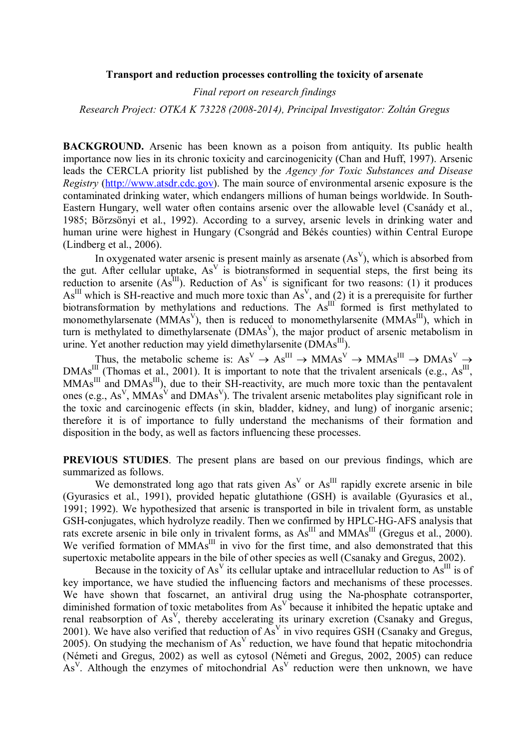**Transport and reduction processes controlling the toxicity of arsenate**

*Final report on research findings*

*Research Project: OTKA K 73228 (2008-2014), Principal Investigator: Zoltán Gregus*

**BACKGROUND.** Arsenic has been known as a poison from antiquity. Its public health importance now lies in its chronic toxicity and carcinogenicity (Chan and Huff, 1997). Arsenic leads the CERCLA priority list published by the *Agency for Toxic Substances and Disease Registry* (http://www.atsdr.cdc.gov). The main source of environmental arsenic exposure is the contaminated drinking water, which endangers millions of human beings worldwide. In South-Eastern Hungary, well water often contains arsenic over the allowable level (Csanády et al., 1985; Börzsönyi et al., 1992). According to a survey, arsenic levels in drinking water and human urine were highest in Hungary (Csongrád and Békés counties) within Central Europe (Lindberg et al., 2006).

In oxygenated water arsenic is present mainly as arsenate ($As^V$), which is absorbed from the gut. After cellular uptake, $As^V$ is biotransformed in sequential steps, the first being its reduction to arsenite ($As^{III}$). Reduction of $As^V$ is significant for two reasons: (1) it produces $As^{III}$ which is SH-reactive and much more toxic than $As^V$, and (2) it is a prerequisite for further biotransformation by methylations and reductions. The $As^{III}$ formed is first methylated to monomethylarsenate ($MMAs^V$), then is reduced to monomethylarsenite ($MMAs^{III}$), which in turn is methylated to dimethylarsenate ($DMAs^V$), the major product of arsenic metabolism in urine. Yet another reduction may yield dimethylarsenite ($DMAs^{III}$).

Thus, the metabolic scheme is: $As^V \rightarrow As^{III} \rightarrow MMAs^V \rightarrow MMAs^{III} \rightarrow DMAs^V \rightarrow DMAs^{III}$ (Thomas et al., 2001). It is important to note that the trivalent arsenicals (e.g., $As^{III}$, $MMAs^{III}$ and $DMAs^{III}$), due to their SH-reactivity, are much more toxic than the pentavalent ones (e.g., $As^V$, $MMAs^V$ and $DMAs^V$). The trivalent arsenic metabolites play significant role in the toxic and carcinogenic effects (in skin, bladder, kidney, and lung) of inorganic arsenic; therefore it is of importance to fully understand the mechanisms of their formation and disposition in the body, as well as factors influencing these processes.

**PREVIOUS STUDIES**. The present plans are based on our previous findings, which are summarized as follows.

We demonstrated long ago that rats given $As^V$ or $As^{III}$ rapidly excrete arsenic in bile (Gyurasics et al., 1991), provided hepatic glutathione (GSH) is available (Gyurasics et al., 1991; 1992). We hypothesized that arsenic is transported in bile in trivalent form, as unstable GSH-conjugates, which hydrolyze readily. Then we confirmed by HPLC-HG-AFS analysis that rats excrete arsenic in bile only in trivalent forms, as $As^{III}$ and $MMAs^{III}$ (Gregus et al., 2000). We verified formation of $MMAs^{III}$ in vivo for the first time, and also demonstrated that this supertoxic metabolite appears in the bile of other species as well (Csanaky and Gregus, 2002).

Because in the toxicity of $As^V$ its cellular uptake and intracellular reduction to $As^{III}$ is of key importance, we have studied the influencing factors and mechanisms of these processes. We have shown that foscarnet, an antiviral drug using the Na-phosphate cotransporter, diminished formation of toxic metabolites from $As^V$ because it inhibited the hepatic uptake and renal reabsorption of $As^V$, thereby accelerating its urinary excretion (Csanaky and Gregus, 2001). We have also verified that reduction of $As^V$ in vivo requires GSH (Csanaky and Gregus, 2005). On studying the mechanism of $As^V$ reduction, we have found that hepatic mitochondria (Németi and Gregus, 2002) as well as cytosol (Németi and Gregus, 2002, 2005) can reduce $As^V$. Although the enzymes of mitochondrial $As^V$ reduction were then unknown, we have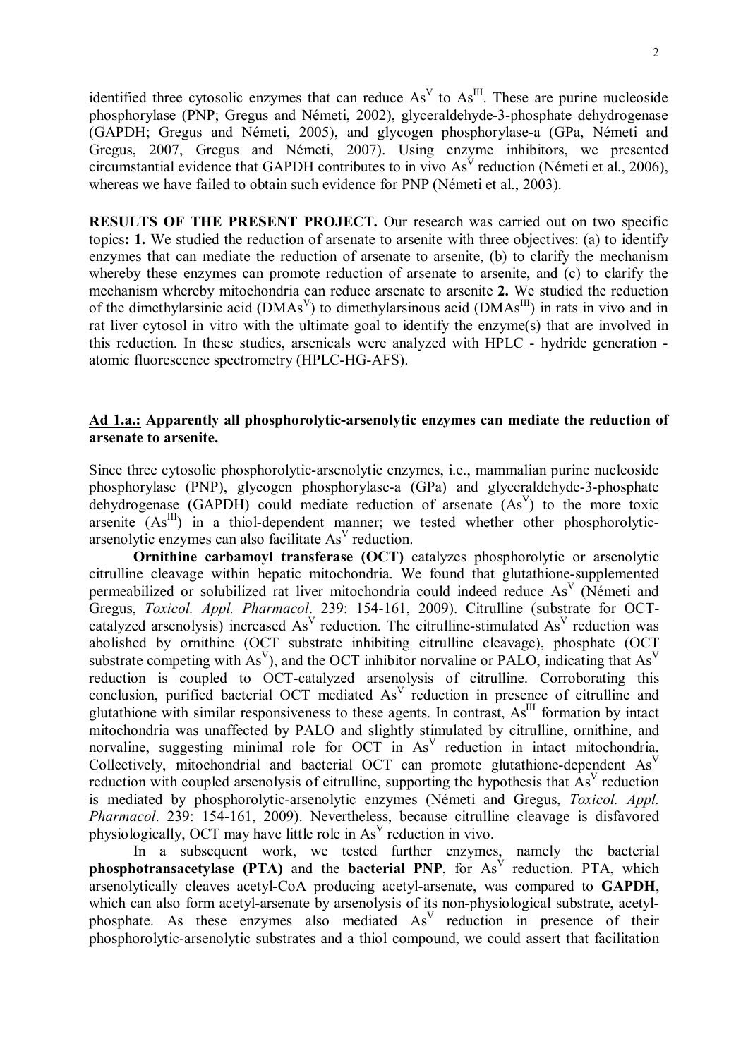identified three cytosolic enzymes that can reduce $As^{V}$ to $As^{III}$. These are purine nucleoside phosphorylase (PNP; Gregus and Németi, 2002), glyceraldehyde-3-phosphate dehydrogenase (GAPDH; Gregus and Németi, 2005), and glycogen phosphorylase-a (GPa, Németi and Gregus, 2007, Gregus and Németi, 2007). Using enzyme inhibitors, we presented circumstantial evidence that GAPDH contributes to in vivo $As^{V}$ reduction (Németi et al., 2006), whereas we have failed to obtain such evidence for PNP (Németi et al., 2003).

**RESULTS OF THE PRESENT PROJECT.** Our research was carried out on two specific topics**: 1.** We studied the reduction of arsenate to arsenite with three objectives: (a) to identify enzymes that can mediate the reduction of arsenate to arsenite, (b) to clarify the mechanism whereby these enzymes can promote reduction of arsenate to arsenite, and (c) to clarify the mechanism whereby mitochondria can reduce arsenate to arsenite **2.** We studied the reduction of the dimethylarsinic acid ($DMAs^{V}$) to dimethylarsinous acid ($DMAs^{III}$) in rats in vivo and in rat liver cytosol in vitro with the ultimate goal to identify the enzyme(s) that are involved in this reduction. In these studies, arsenicals were analyzed with HPLC - hydride generation - atomic fluorescence spectrometry (HPLC-HG-AFS).

**Ad 1.a.: Apparently all phosphorolytic-arsenolytic enzymes can mediate the reduction of arsenate to arsenite.**

Since three cytosolic phosphorolytic-arsenolytic enzymes, i.e., mammalian purine nucleoside phosphorylase (PNP), glycogen phosphorylase-a (GPa) and glyceraldehyde-3-phosphate dehydrogenase (GAPDH) could mediate reduction of arsenate ($As^{V}$) to the more toxic arsenite ($As^{III}$) in a thiol-dependent manner; we tested whether other phosphorolytic-arsenolytic enzymes can also facilitate $As^{V}$ reduction.

**Ornithine carbamoyl transferase (OCT)** catalyzes phosphorolytic or arsenolytic citrulline cleavage within hepatic mitochondria. We found that glutathione-supplemented permeabilized or solubilized rat liver mitochondria could indeed reduce $As^{V}$ (Németi and Gregus, *Toxicol. Appl. Pharmacol*. 239: 154-161, 2009). Citrulline (substrate for OCT-catalyzed arsenolysis) increased $As^{V}$ reduction. The citrulline-stimulated $As^{V}$ reduction was abolished by ornithine (OCT substrate inhibiting citrulline cleavage), phosphate (OCT substrate competing with $As^{V}$), and the OCT inhibitor norvaline or PALO, indicating that $As^{V}$ reduction is coupled to OCT-catalyzed arsenolysis of citrulline. Corroborating this conclusion, purified bacterial OCT mediated $As^{V}$ reduction in presence of citrulline and glutathione with similar responsiveness to these agents. In contrast, $As^{III}$ formation by intact mitochondria was unaffected by PALO and slightly stimulated by citrulline, ornithine, and norvaline, suggesting minimal role for OCT in $As^{V}$ reduction in intact mitochondria. Collectively, mitochondrial and bacterial OCT can promote glutathione-dependent $As^{V}$ reduction with coupled arsenolysis of citrulline, supporting the hypothesis that $As^{V}$ reduction is mediated by phosphorolytic-arsenolytic enzymes (Németi and Gregus, *Toxicol. Appl. Pharmacol*. 239: 154-161, 2009). Nevertheless, because citrulline cleavage is disfavored physiologically, OCT may have little role in $As^{V}$ reduction in vivo.

In a subsequent work, we tested further enzymes, namely the bacterial **phosphotransacetylase (PTA)** and the **bacterial PNP**, for $As^{V}$ reduction. PTA, which arsenolytically cleaves acetyl-CoA producing acetyl-arsenate, was compared to **GAPDH**, which can also form acetyl-arsenate by arsenolysis of its non-physiological substrate, acetyl-phosphate. As these enzymes also mediated $As^{V}$ reduction in presence of their phosphorolytic-arsenolytic substrates and a thiol compound, we could assert that facilitation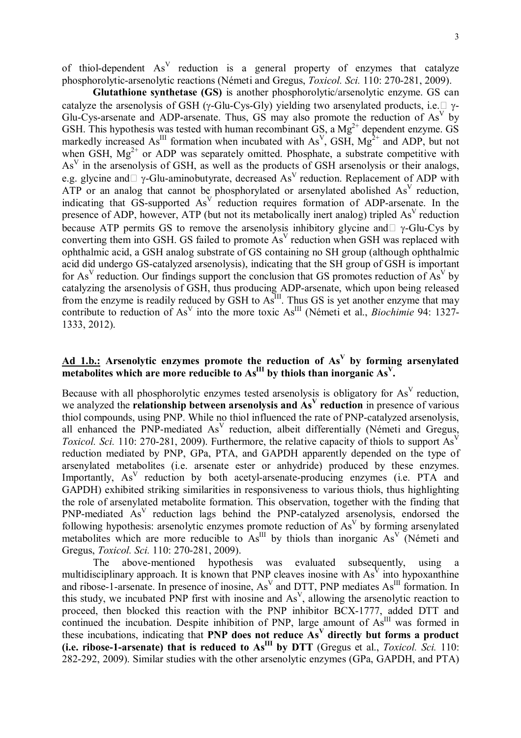of thiol-dependent $As^V$ reduction is a general property of enzymes that catalyze phosphorolytic-arsenolytic reactions (Németi and Gregus, *Toxicol. Sci.* 110: 270-281, 2009).

**Glutathione synthetase (GS)** is another phosphorolytic/arsenolytic enzyme. GS can catalyze the arsenolysis of GSH (γ-Glu-Cys-Gly) yielding two arsenylated products, i.e. γ-Glu-Cys-arsenate and ADP-arsenate. Thus, GS may also promote the reduction of $As^V$ by GSH. This hypothesis was tested with human recombinant GS, a $Mg^{2+}$ dependent enzyme. GS markedly increased $As^{III}$ formation when incubated with $As^V$, GSH, $Mg^{2+}$ and ADP, but not when GSH, $Mg^{2+}$ or ADP was separately omitted. Phosphate, a substrate competitive with $As^V$ in the arsenolysis of GSH, as well as the products of GSH arsenolysis or their analogs, e.g. glycine and γ-Glu-aminobutyrate, decreased $As^V$ reduction. Replacement of ADP with ATP or an analog that cannot be phosphorylated or arsenylated abolished $As^V$ reduction, indicating that GS-supported $As^V$ reduction requires formation of ADP-arsenate. In the presence of ADP, however, ATP (but not its metabolically inert analog) tripled $As^V$ reduction because ATP permits GS to remove the arsenolysis inhibitory glycine and γ-Glu-Cys by converting them into GSH. GS failed to promote $As^V$ reduction when GSH was replaced with ophthalmic acid, a GSH analog substrate of GS containing no SH group (although ophthalmic acid did undergo GS-catalyzed arsenolysis), indicating that the SH group of GSH is important for $As^V$ reduction. Our findings support the conclusion that GS promotes reduction of $As^V$ by catalyzing the arsenolysis of GSH, thus producing ADP-arsenate, which upon being released from the enzyme is readily reduced by GSH to $As^{III}$. Thus GS is yet another enzyme that may contribute to reduction of $As^V$ into the more toxic $As^{III}$ (Németi et al., *Biochimie* 94: 1327-1333, 2012).

## Ad 1.b.: Arsenolytic enzymes promote the reduction of $As^V$ by forming arsenylated metabolites which are more reducible to $As^{III}$ by thiols than inorganic $As^V$.

Because with all phosphorolytic enzymes tested arsenolysis is obligatory for $As^V$ reduction, we analyzed the **relationship between arsenolysis and $As^V$ reduction** in presence of various thiol compounds, using PNP. While no thiol influenced the rate of PNP-catalyzed arsenolysis, all enhanced the PNP-mediated $As^V$ reduction, albeit differentially (Németi and Gregus, *Toxicol. Sci.* 110: 270-281, 2009). Furthermore, the relative capacity of thiols to support $As^V$ reduction mediated by PNP, GPa, PTA, and GAPDH apparently depended on the type of arsenylated metabolites (i.e. arsenate ester or anhydride) produced by these enzymes. Importantly, $As^V$ reduction by both acetyl-arsenate-producing enzymes (i.e. PTA and GAPDH) exhibited striking similarities in responsiveness to various thiols, thus highlighting the role of arsenylated metabolite formation. This observation, together with the finding that PNP-mediated $As^V$ reduction lags behind the PNP-catalyzed arsenolysis, endorsed the following hypothesis: arsenolytic enzymes promote reduction of $As^V$ by forming arsenylated metabolites which are more reducible to $As^{III}$ by thiols than inorganic $As^V$ (Németi and Gregus, *Toxicol. Sci.* 110: 270-281, 2009).

The above-mentioned hypothesis was evaluated subsequently, using a multidisciplinary approach. It is known that PNP cleaves inosine with $As^V$ into hypoxanthine and ribose-1-arsenate. In presence of inosine, $As^V$ and DTT, PNP mediates $As^{III}$ formation. In this study, we incubated PNP first with inosine and $As^V$, allowing the arsenolytic reaction to proceed, then blocked this reaction with the PNP inhibitor BCX-1777, added DTT and continued the incubation. Despite inhibition of PNP, large amount of $As^{III}$ was formed in these incubations, indicating that **PNP does not reduce $As^V$ directly but forms a product (i.e. ribose-1-arsenate) that is reduced to $As^{III}$ by DTT** (Gregus et al., *Toxicol. Sci.* 110: 282-292, 2009). Similar studies with the other arsenolytic enzymes (GPa, GAPDH, and PTA)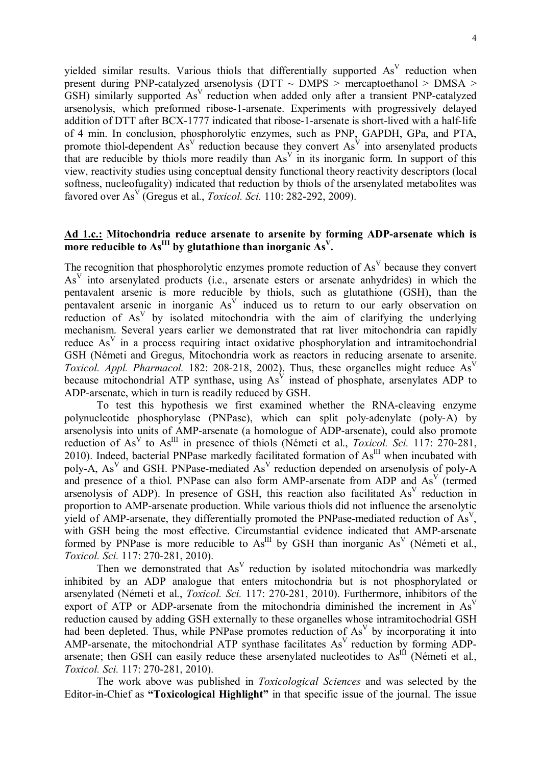yielded similar results. Various thiols that differentially supported $As^V$ reduction when present during PNP-catalyzed arsenolysis (DTT ~ DMPS > mercaptoethanol > DMSA > GSH) similarly supported $As^V$ reduction when added only after a transient PNP-catalyzed arsenolysis, which preformed ribose-1-arsenate. Experiments with progressively delayed addition of DTT after BCX-1777 indicated that ribose-1-arsenate is short-lived with a half-life of 4 min. In conclusion, phosphorolytic enzymes, such as PNP, GAPDH, GPa, and PTA, promote thiol-dependent $As^V$ reduction because they convert $As^V$ into arsenylated products that are reducible by thiols more readily than $As^V$ in its inorganic form. In support of this view, reactivity studies using conceptual density functional theory reactivity descriptors (local softness, nucleofugality) indicated that reduction by thiols of the arsenylated metabolites was favored over $As^V$ (Gregus et al., *Toxicol. Sci.* 110: 282-292, 2009).

**Ad 1.c.: Mitochondria reduce arsenate to arsenite by forming ADP-arsenate which is more reducible to $As^{III}$ by glutathione than inorganic $As^V$.**

The recognition that phosphorolytic enzymes promote reduction of $As^V$ because they convert $As^V$ into arsenylated products (i.e., arsenate esters or arsenate anhydrides) in which the pentavalent arsenic is more reducible by thiols, such as glutathione (GSH), than the pentavalent arsenic in inorganic $As^V$ induced us to return to our early observation on reduction of $As^V$ by isolated mitochondria with the aim of clarifying the underlying mechanism. Several years earlier we demonstrated that rat liver mitochondria can rapidly reduce $As^V$ in a process requiring intact oxidative phosphorylation and intramitochondrial GSH (Németi and Gregus, Mitochondria work as reactors in reducing arsenate to arsenite. *Toxicol. Appl. Pharmacol.* 182: 208-218, 2002). Thus, these organelles might reduce $As^V$ because mitochondrial ATP synthase, using $As^V$ instead of phosphate, arsenylates ADP to ADP-arsenate, which in turn is readily reduced by GSH.

To test this hypothesis we first examined whether the RNA-cleaving enzyme polynucleotide phosphorylase (PNPase), which can split poly-adenylate (poly-A) by arsenolysis into units of AMP-arsenate (a homologue of ADP-arsenate), could also promote reduction of $As^V$ to $As^{III}$ in presence of thiols (Németi et al., *Toxicol. Sci.* 117: 270-281, 2010). Indeed, bacterial PNPase markedly facilitated formation of $As^{III}$ when incubated with poly-A, $As^V$ and GSH. PNPase-mediated $As^V$ reduction depended on arsenolysis of poly-A and presence of a thiol. PNPase can also form AMP-arsenate from ADP and $As^V$ (termed arsenolysis of ADP). In presence of GSH, this reaction also facilitated $As^V$ reduction in proportion to AMP-arsenate production. While various thiols did not influence the arsenolytic yield of AMP-arsenate, they differentially promoted the PNPase-mediated reduction of $As^V$, with GSH being the most effective. Circumstantial evidence indicated that AMP-arsenate formed by PNPase is more reducible to $As^{III}$ by GSH than inorganic $As^V$ (Németi et al., *Toxicol. Sci.* 117: 270-281, 2010).

Then we demonstrated that $As^V$ reduction by isolated mitochondria was markedly inhibited by an ADP analogue that enters mitochondria but is not phosphorylated or arsenylated (Németi et al., *Toxicol. Sci.* 117: 270-281, 2010). Furthermore, inhibitors of the export of ATP or ADP-arsenate from the mitochondria diminished the increment in $As^V$ reduction caused by adding GSH externally to these organelles whose intramitochondrial GSH had been depleted. Thus, while PNPase promotes reduction of $As^V$ by incorporating it into AMP-arsenate, the mitochondrial ATP synthase facilitates $As^V$ reduction by forming ADP-arsenate; then GSH can easily reduce these arsenylated nucleotides to $As^{III}$ (Németi et al., *Toxicol. Sci.* 117: 270-281, 2010).

The work above was published in *Toxicological Sciences* and was selected by the Editor-in-Chief as **"Toxicological Highlight"** in that specific issue of the journal. The issue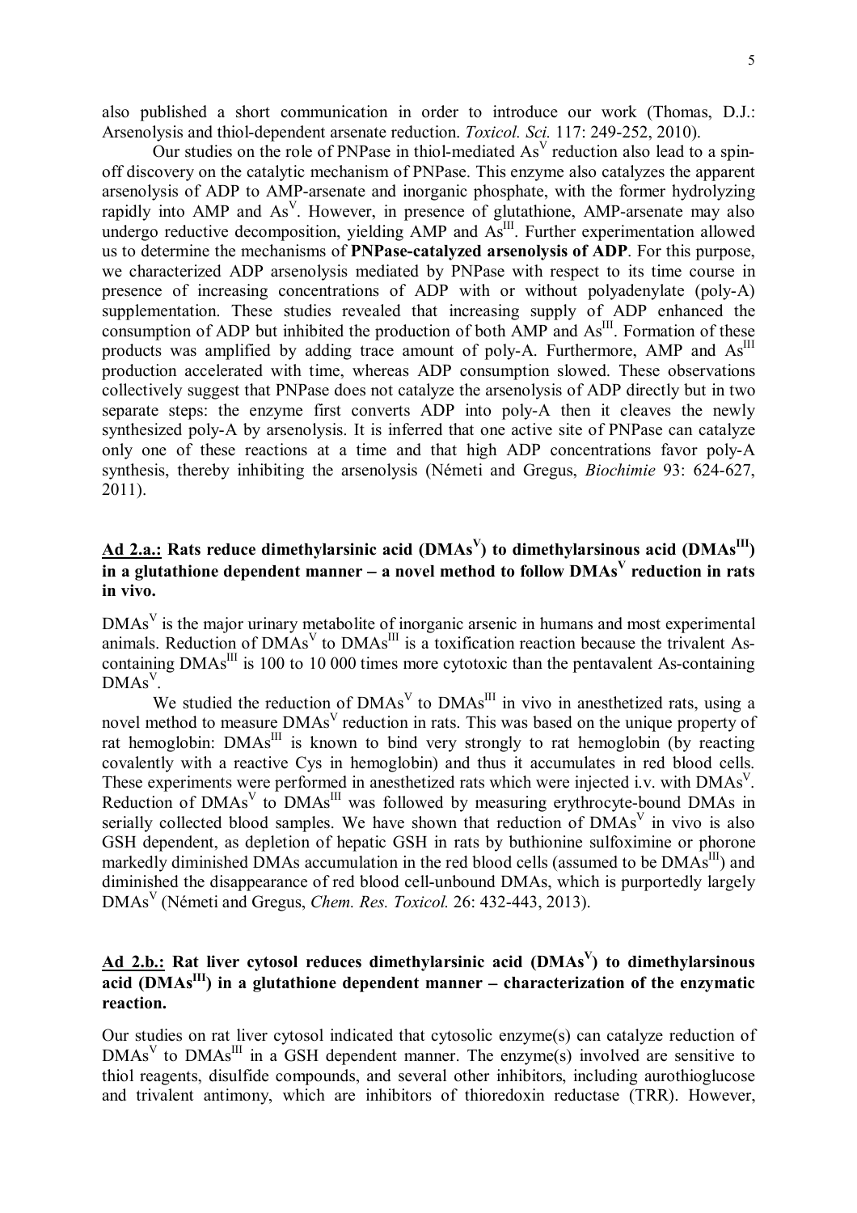also published a short communication in order to introduce our work (Thomas, D.J.: Arsenolysis and thiol-dependent arsenate reduction. *Toxicol. Sci.* 117: 249-252, 2010).

Our studies on the role of PNPase in thiol-mediated $As^{V}$ reduction also lead to a spin-off discovery on the catalytic mechanism of PNPase. This enzyme also catalyzes the apparent arsenolysis of ADP to AMP-arsenate and inorganic phosphate, with the former hydrolyzing rapidly into AMP and $As^{V}$. However, in presence of glutathione, AMP-arsenate may also undergo reductive decomposition, yielding AMP and $As^{III}$. Further experimentation allowed us to determine the mechanisms of **PNPase-catalyzed arsenolysis of ADP**. For this purpose, we characterized ADP arsenolysis mediated by PNPase with respect to its time course in presence of increasing concentrations of ADP with or without polyadenylate (poly-A) supplementation. These studies revealed that increasing supply of ADP enhanced the consumption of ADP but inhibited the production of both AMP and $As^{III}$. Formation of these products was amplified by adding trace amount of poly-A. Furthermore, AMP and $As^{III}$ production accelerated with time, whereas ADP consumption slowed. These observations collectively suggest that PNPase does not catalyze the arsenolysis of ADP directly but in two separate steps: the enzyme first converts ADP into poly-A then it cleaves the newly synthesized poly-A by arsenolysis. It is inferred that one active site of PNPase can catalyze only one of these reactions at a time and that high ADP concentrations favor poly-A synthesis, thereby inhibiting the arsenolysis (Németi and Gregus, *Biochimie* 93: 624-627, 2011).

## Ad 2.a.: Rats reduce dimethylarsinic acid ($DMAs^{V}$) to dimethylarsinous acid ($DMAs^{III}$) in a glutathione dependent manner – a novel method to follow $DMAs^{V}$ reduction in rats in vivo.

$DMAs^{V}$ is the major urinary metabolite of inorganic arsenic in humans and most experimental animals. Reduction of $DMAs^{V}$ to $DMAs^{III}$ is a toxification reaction because the trivalent As-containing $DMAs^{III}$ is 100 to 10 000 times more cytotoxic than the pentavalent As-containing $DMAs^{V}$.

We studied the reduction of $DMAs^{V}$ to $DMAs^{III}$ in vivo in anesthetized rats, using a novel method to measure $DMAs^{V}$ reduction in rats. This was based on the unique property of rat hemoglobin: $DMAs^{III}$ is known to bind very strongly to rat hemoglobin (by reacting covalently with a reactive Cys in hemoglobin) and thus it accumulates in red blood cells. These experiments were performed in anesthetized rats which were injected i.v. with $DMAs^{V}$. Reduction of $DMAs^{V}$ to $DMAs^{III}$ was followed by measuring erythrocyte-bound DMAs in serially collected blood samples. We have shown that reduction of $DMAs^{V}$ in vivo is also GSH dependent, as depletion of hepatic GSH in rats by buthionine sulfoximine or phorone markedly diminished DMAs accumulation in the red blood cells (assumed to be $DMAs^{III}$) and diminished the disappearance of red blood cell-unbound DMAs, which is purportedly largely $DMAs^{V}$ (Németi and Gregus, *Chem. Res. Toxicol.* 26: 432-443, 2013).

## Ad 2.b.: Rat liver cytosol reduces dimethylarsinic acid ($DMAs^{V}$) to dimethylarsinous acid ($DMAs^{III}$) in a glutathione dependent manner – characterization of the enzymatic reaction.

Our studies on rat liver cytosol indicated that cytosolic enzyme(s) can catalyze reduction of $DMAs^{V}$ to $DMAs^{III}$ in a GSH dependent manner. The enzyme(s) involved are sensitive to thiol reagents, disulfide compounds, and several other inhibitors, including aurothioglucose and trivalent antimony, which are inhibitors of thioredoxin reductase (TRR). However,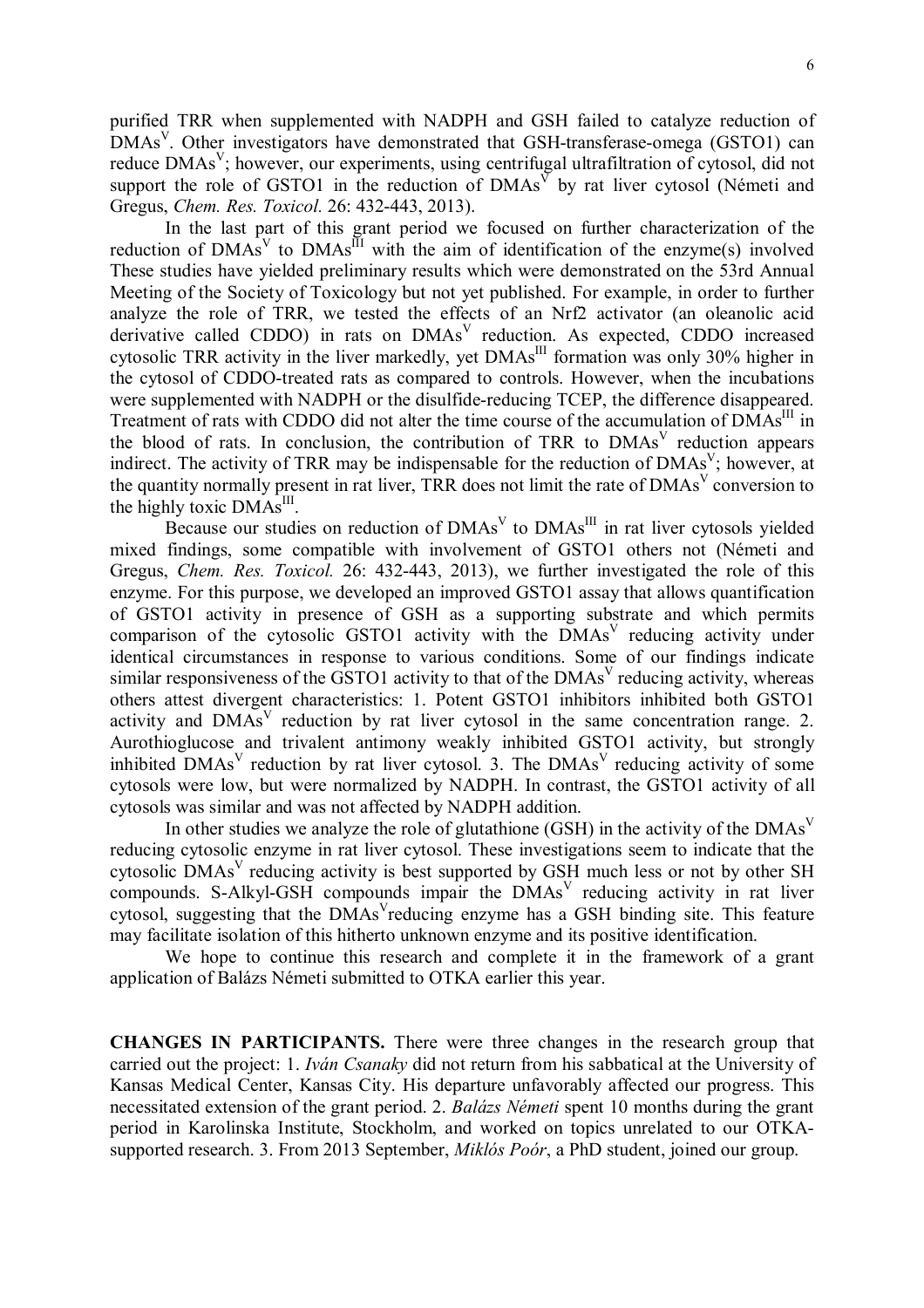purified TRR when supplemented with NADPH and GSH failed to catalyze reduction of $DMAs^V$. Other investigators have demonstrated that GSH-transferase-omega (GSTO1) can reduce $DMAs^V$; however, our experiments, using centrifugal ultrafiltration of cytosol, did not support the role of GSTO1 in the reduction of $DMAs^V$ by rat liver cytosol (Németi and Gregus, *Chem. Res. Toxicol.* 26: 432-443, 2013).

In the last part of this grant period we focused on further characterization of the reduction of $DMAs^V$ to $DMAs^{III}$ with the aim of identification of the enzyme(s) involved These studies have yielded preliminary results which were demonstrated on the 53rd Annual Meeting of the Society of Toxicology but not yet published. For example, in order to further analyze the role of TRR, we tested the effects of an Nrf2 activator (an oleanolic acid derivative called CDDO) in rats on $DMAs^V$ reduction. As expected, CDDO increased cytosolic TRR activity in the liver markedly, yet $DMAs^{III}$ formation was only 30% higher in the cytosol of CDDO-treated rats as compared to controls. However, when the incubations were supplemented with NADPH or the disulfide-reducing TCEP, the difference disappeared. Treatment of rats with CDDO did not alter the time course of the accumulation of $DMAs^{III}$ in the blood of rats. In conclusion, the contribution of TRR to $DMAs^V$ reduction appears indirect. The activity of TRR may be indispensable for the reduction of $DMAs^V$; however, at the quantity normally present in rat liver, TRR does not limit the rate of $DMAs^V$ conversion to the highly toxic $DMAs^{III}$.

Because our studies on reduction of $DMAs^V$ to $DMAs^{III}$ in rat liver cytosols yielded mixed findings, some compatible with involvement of GSTO1 others not (Németi and Gregus, *Chem. Res. Toxicol.* 26: 432-443, 2013), we further investigated the role of this enzyme. For this purpose, we developed an improved GSTO1 assay that allows quantification of GSTO1 activity in presence of GSH as a supporting substrate and which permits comparison of the cytosolic GSTO1 activity with the $DMAs^V$ reducing activity under identical circumstances in response to various conditions. Some of our findings indicate similar responsiveness of the GSTO1 activity to that of the $DMAs^V$ reducing activity, whereas others attest divergent characteristics: 1. Potent GSTO1 inhibitors inhibited both GSTO1 activity and $DMAs^V$ reduction by rat liver cytosol in the same concentration range. 2. Aurothioglucose and trivalent antimony weakly inhibited GSTO1 activity, but strongly inhibited $DMAs^V$ reduction by rat liver cytosol. 3. The $DMAs^V$ reducing activity of some cytosols were low, but were normalized by NADPH. In contrast, the GSTO1 activity of all cytosols was similar and was not affected by NADPH addition.

In other studies we analyze the role of glutathione (GSH) in the activity of the $DMAs^V$ reducing cytosolic enzyme in rat liver cytosol. These investigations seem to indicate that the cytosolic $DMAs^V$ reducing activity is best supported by GSH much less or not by other SH compounds. S-Alkyl-GSH compounds impair the $DMAs^V$ reducing activity in rat liver cytosol, suggesting that the $DMAs^V$reducing enzyme has a GSH binding site. This feature may facilitate isolation of this hitherto unknown enzyme and its positive identification.

We hope to continue this research and complete it in the framework of a grant application of Balázs Németi submitted to OTKA earlier this year.

**CHANGES IN PARTICIPANTS.** There were three changes in the research group that carried out the project: 1. *Iván Csanaky* did not return from his sabbatical at the University of Kansas Medical Center, Kansas City. His departure unfavorably affected our progress. This necessitated extension of the grant period. 2. *Balázs Németi* spent 10 months during the grant period in Karolinska Institute, Stockholm, and worked on topics unrelated to our OTKA-supported research. 3. From 2013 September, *Miklós Poór*, a PhD student, joined our group.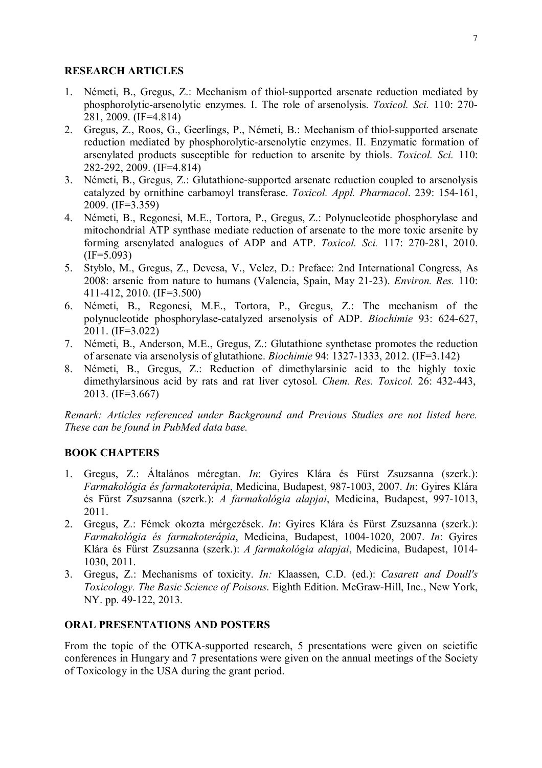## RESEARCH ARTICLES

1. Németi, B., Gregus, Z.: Mechanism of thiol-supported arsenate reduction mediated by phosphorolytic-arsenolytic enzymes. I. The role of arsenolysis. *Toxicol. Sci.* 110: 270-281, 2009. (IF=4.814)
2. Gregus, Z., Roos, G., Geerlings, P., Németi, B.: Mechanism of thiol-supported arsenate reduction mediated by phosphorolytic-arsenolytic enzymes. II. Enzymatic formation of arsenylated products susceptible for reduction to arsenite by thiols. *Toxicol. Sci.* 110: 282-292, 2009. (IF=4.814)
3. Németi, B., Gregus, Z.: Glutathione-supported arsenate reduction coupled to arsenolysis catalyzed by ornithine carbamoyl transferase. *Toxicol. Appl. Pharmacol*. 239: 154-161, 2009. (IF=3.359)
4. Németi, B., Regonesi, M.E., Tortora, P., Gregus, Z.: Polynucleotide phosphorylase and mitochondrial ATP synthase mediate reduction of arsenate to the more toxic arsenite by forming arsenylated analogues of ADP and ATP. *Toxicol. Sci.* 117: 270-281, 2010. (IF=5.093)
5. Styblo, M., Gregus, Z., Devesa, V., Velez, D.: Preface: 2nd International Congress, As 2008: arsenic from nature to humans (Valencia, Spain, May 21-23). *Environ. Res.* 110: 411-412, 2010. (IF=3.500)
6. Németi, B., Regonesi, M.E., Tortora, P., Gregus, Z.: The mechanism of the polynucleotide phosphorylase-catalyzed arsenolysis of ADP. *Biochimie* 93: 624-627, 2011. (IF=3.022)
7. Németi, B., Anderson, M.E., Gregus, Z.: Glutathione synthetase promotes the reduction of arsenate via arsenolysis of glutathione. *Biochimie* 94: 1327-1333, 2012. (IF=3.142)
8. Németi, B., Gregus, Z.: Reduction of dimethylarsinic acid to the highly toxic dimethylarsinous acid by rats and rat liver cytosol. *Chem. Res. Toxicol.* 26: 432-443, 2013. (IF=3.667)

*Remark: Articles referenced under Background and Previous Studies are not listed here. These can be found in PubMed data base.*

## BOOK CHAPTERS

1. Gregus, Z.: Általános méregtan. *In*: Gyires Klára és Fürst Zsuzsanna (szerk.): *Farmakológia és farmakoterápia*, Medicina, Budapest, 987-1003, 2007. *In*: Gyires Klára és Fürst Zsuzsanna (szerk.): *A farmakológia alapjai*, Medicina, Budapest, 997-1013, 2011.
2. Gregus, Z.: Fémek okozta mérgezések. *In*: Gyires Klára és Fürst Zsuzsanna (szerk.): *Farmakológia és farmakoterápia*, Medicina, Budapest, 1004-1020, 2007. *In*: Gyires Klára és Fürst Zsuzsanna (szerk.): *A farmakológia alapjai*, Medicina, Budapest, 1014-1030, 2011.
3. Gregus, Z.: Mechanisms of toxicity. *In:* Klaassen, C.D. (ed.): *Casarett and Doull's Toxicology. The Basic Science of Poisons*. Eighth Edition. McGraw-Hill, Inc., New York, NY. pp. 49-122, 2013.

## ORAL PRESENTATIONS AND POSTERS

From the topic of the OTKA-supported research, 5 presentations were given on scietific conferences in Hungary and 7 presentations were given on the annual meetings of the Society of Toxicology in the USA during the grant period.